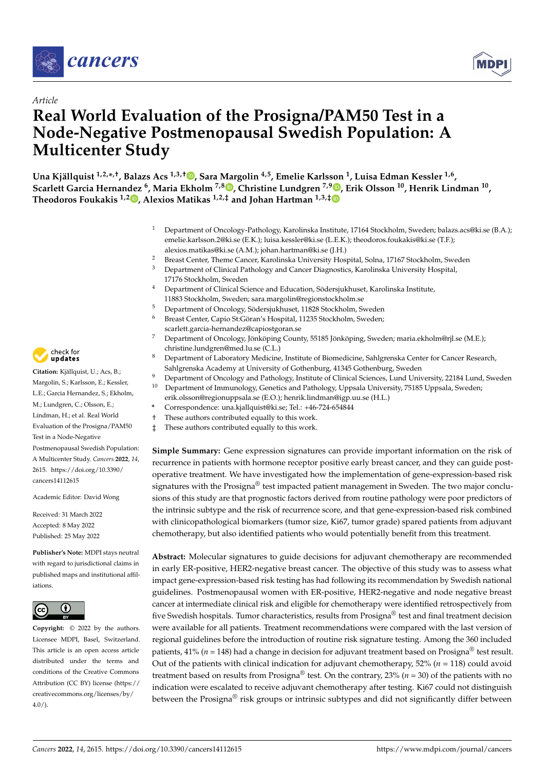*Article*

# Real World Evaluation of the Prosigna/PAM50 Test in a Node-Negative Postmenopausal Swedish Population: A Multicenter Study

**Una Kjällquist [1,2,*,†], Balazs Acs [1,3,†], Sara Margolin [4,5], Emelie Karlsson [1], Luisa Edman Kessler [1,6], Scarlett Garcia Hernandez [6], Maria Ekholm [7,8], Christine Lundgren [7,9], Erik Olsson [10], Henrik Lindman [10], Theodoros Foukakis [1,2], Alexios Matikas [1,2,‡] and Johan Hartman [1,3,‡]**

[1] Department of Oncology-Pathology, Karolinska Institute, 17164 Stockholm, Sweden; balazs.acs@ki.se (B.A.); emelie.karlsson.2@ki.se (E.K.); luisa.kessler@ki.se (L.E.K.); theodoros.foukakis@ki.se (T.F.); alexios.matikas@ki.se (A.M.); johan.hartman@ki.se (J.H.)

[2] Breast Center, Theme Cancer, Karolinska University Hospital, Solna, 17167 Stockholm, Sweden

[3] Department of Clinical Pathology and Cancer Diagnostics, Karolinska University Hospital, 17176 Stockholm, Sweden

[4] Department of Clinical Science and Education, Södersjukhuset, Karolinska Institute, 11883 Stockholm, Sweden; sara.margolin@regionstockholm.se

[5] Department of Oncology, Södersjukhuset, 11828 Stockholm, Sweden

[6] Breast Center, Capio St:Göran's Hospital, 11235 Stockholm, Sweden; scarlett.garcia-hernandez@capiostgoran.se

[7] Department of Oncology, Jönköping County, 55185 Jönköping, Sweden; maria.ekholm@rjl.se (M.E.); christine.lundgren@med.lu.se (C.L.)

[8] Department of Laboratory Medicine, Institute of Biomedicine, Sahlgrenska Center for Cancer Research, Sahlgrenska Academy at University of Gothenburg, 41345 Gothenburg, Sweden

[9] Department of Oncology and Pathology, Institute of Clinical Sciences, Lund University, 22184 Lund, Sweden

[10] Department of Immunology, Genetics and Pathology, Uppsala University, 75185 Uppsala, Sweden; erik.olsson@regionuppsala.se (E.O.); henrik.lindman@igp.uu.se (H.L.)

* Correspondence: una.kjallquist@ki.se; Tel.: +46-724-654844

† These authors contributed equally to this work.

‡ These authors contributed equally to this work.

**Citation:** Kjällquist, U.; Acs, B.; Margolin, S.; Karlsson, E.; Kessler, L.E.; Garcia Hernandez, S.; Ekholm, M.; Lundgren, C.; Olsson, E.; Lindman, H.; et al. Real World Evaluation of the Prosigna/PAM50 Test in a Node-Negative Postmenopausal Swedish Population: A Multicenter Study. *Cancers* **2022**, *14*, 2615. https://doi.org/10.3390/cancers14112615

Academic Editor: David Wong

Received: 31 March 2022
Accepted: 8 May 2022
Published: 25 May 2022

**Publisher's Note:** MDPI stays neutral with regard to jurisdictional claims in published maps and institutional affiliations.

**Copyright:** © 2022 by the authors. Licensee MDPI, Basel, Switzerland. This article is an open access article distributed under the terms and conditions of the Creative Commons Attribution (CC BY) license (https://creativecommons.org/licenses/by/4.0/).

**Simple Summary:** Gene expression signatures can provide important information on the risk of recurrence in patients with hormone receptor positive early breast cancer, and they can guide post-operative treatment. We have investigated how the implementation of gene-expression-based risk signatures with the Prosigna® test impacted patient management in Sweden. The two major conclusions of this study are that prognostic factors derived from routine pathology were poor predictors of the intrinsic subtype and the risk of recurrence score, and that gene-expression-based risk combined with clinicopathological biomarkers (tumor size, Ki67, tumor grade) spared patients from adjuvant chemotherapy, but also identified patients who would potentially benefit from this treatment.

**Abstract:** Molecular signatures to guide decisions for adjuvant chemotherapy are recommended in early ER-positive, HER2-negative breast cancer. The objective of this study was to assess what impact gene-expression-based risk testing has had following its recommendation by Swedish national guidelines. Postmenopausal women with ER-positive, HER2-negative and node negative breast cancer at intermediate clinical risk and eligible for chemotherapy were identified retrospectively from five Swedish hospitals. Tumor characteristics, results from Prosigna® test and final treatment decision were available for all patients. Treatment recommendations were compared with the last version of regional guidelines before the introduction of routine risk signature testing. Among the 360 included patients, 41% ($n = 148$) had a change in decision for adjuvant treatment based on Prosigna® test result. Out of the patients with clinical indication for adjuvant chemotherapy, 52% ($n = 118$) could avoid treatment based on results from Prosigna® test. On the contrary, 23% ($n = 30$) of the patients with no indication were escalated to receive adjuvant chemotherapy after testing. Ki67 could not distinguish between the Prosigna® risk groups or intrinsic subtypes and did not significantly differ between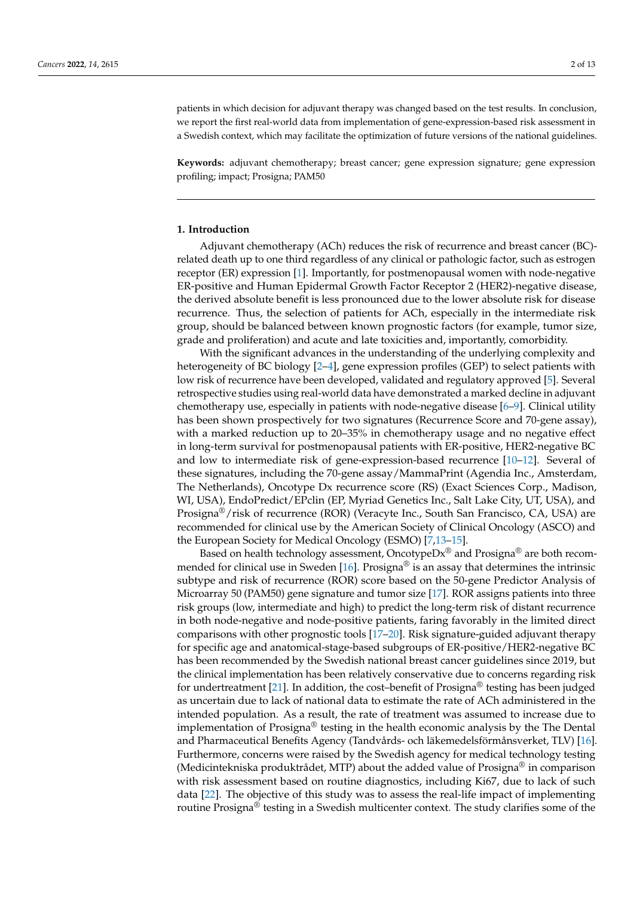patients in which decision for adjuvant therapy was changed based on the test results. In conclusion, we report the first real-world data from implementation of gene-expression-based risk assessment in a Swedish context, which may facilitate the optimization of future versions of the national guidelines.

**Keywords:** adjuvant chemotherapy; breast cancer; gene expression signature; gene expression profiling; impact; Prosigna; PAM50

## 1. Introduction

Adjuvant chemotherapy (ACh) reduces the risk of recurrence and breast cancer (BC)-related death up to one third regardless of any clinical or pathologic factor, such as estrogen receptor (ER) expression [1]. Importantly, for postmenopausal women with node-negative ER-positive and Human Epidermal Growth Factor Receptor 2 (HER2)-negative disease, the derived absolute benefit is less pronounced due to the lower absolute risk for disease recurrence. Thus, the selection of patients for ACh, especially in the intermediate risk group, should be balanced between known prognostic factors (for example, tumor size, grade and proliferation) and acute and late toxicities and, importantly, comorbidity.

With the significant advances in the understanding of the underlying complexity and heterogeneity of BC biology [2–4], gene expression profiles (GEP) to select patients with low risk of recurrence have been developed, validated and regulatory approved [5]. Several retrospective studies using real-world data have demonstrated a marked decline in adjuvant chemotherapy use, especially in patients with node-negative disease [6–9]. Clinical utility has been shown prospectively for two signatures (Recurrence Score and 70-gene assay), with a marked reduction up to 20–35% in chemotherapy usage and no negative effect in long-term survival for postmenopausal patients with ER-positive, HER2-negative BC and low to intermediate risk of gene-expression-based recurrence [10–12]. Several of these signatures, including the 70-gene assay/MammaPrint (Agendia Inc., Amsterdam, The Netherlands), Oncotype Dx recurrence score (RS) (Exact Sciences Corp., Madison, WI, USA), EndoPredict/EPclin (EP, Myriad Genetics Inc., Salt Lake City, UT, USA), and Prosigna®/risk of recurrence (ROR) (Veracyte Inc., South San Francisco, CA, USA) are recommended for clinical use by the American Society of Clinical Oncology (ASCO) and the European Society for Medical Oncology (ESMO) [7,13–15].

Based on health technology assessment, OncotypeDx® and Prosigna® are both recommended for clinical use in Sweden [16]. Prosigna® is an assay that determines the intrinsic subtype and risk of recurrence (ROR) score based on the 50-gene Predictor Analysis of Microarray 50 (PAM50) gene signature and tumor size [17]. ROR assigns patients into three risk groups (low, intermediate and high) to predict the long-term risk of distant recurrence in both node-negative and node-positive patients, faring favorably in the limited direct comparisons with other prognostic tools [17–20]. Risk signature-guided adjuvant therapy for specific age and anatomical-stage-based subgroups of ER-positive/HER2-negative BC has been recommended by the Swedish national breast cancer guidelines since 2019, but the clinical implementation has been relatively conservative due to concerns regarding risk for undertreatment [21]. In addition, the cost–benefit of Prosigna® testing has been judged as uncertain due to lack of national data to estimate the rate of ACh administered in the intended population. As a result, the rate of treatment was assumed to increase due to implementation of Prosigna® testing in the health economic analysis by the The Dental and Pharmaceutical Benefits Agency (Tandvårds- och läkemedelsförmånsverket, TLV) [16]. Furthermore, concerns were raised by the Swedish agency for medical technology testing (Medicintekniska produktrådet, MTP) about the added value of Prosigna® in comparison with risk assessment based on routine diagnostics, including Ki67, due to lack of such data [22]. The objective of this study was to assess the real-life impact of implementing routine Prosigna® testing in a Swedish multicenter context. The study clarifies some of the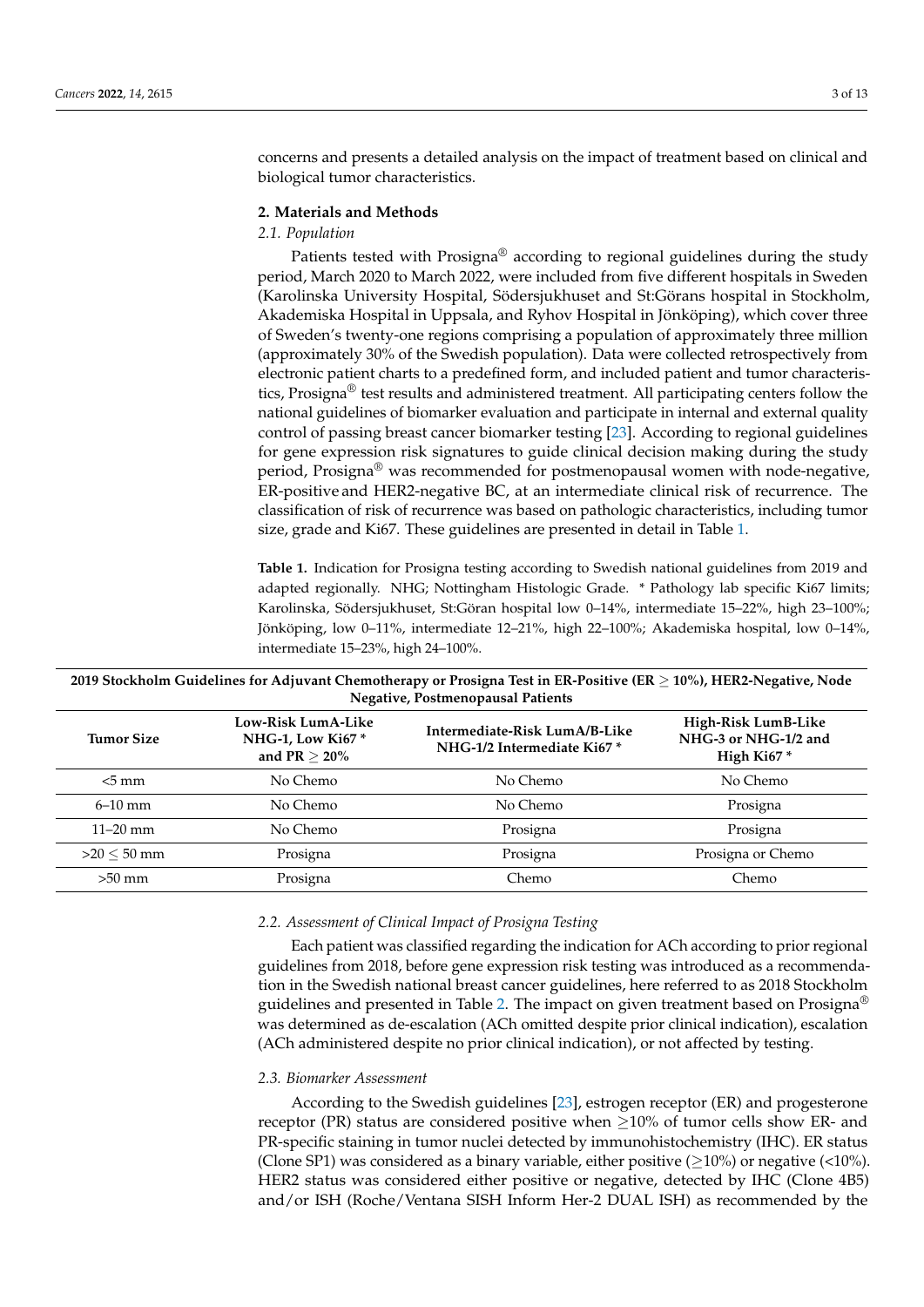concerns and presents a detailed analysis on the impact of treatment based on clinical and biological tumor characteristics.

## 2. Materials and Methods

### *2.1. Population*

Patients tested with Prosigna® according to regional guidelines during the study period, March 2020 to March 2022, were included from five different hospitals in Sweden (Karolinska University Hospital, Södersjukhuset and St:Görans hospital in Stockholm, Akademiska Hospital in Uppsala, and Ryhov Hospital in Jönköping), which cover three of Sweden's twenty-one regions comprising a population of approximately three million (approximately 30% of the Swedish population). Data were collected retrospectively from electronic patient charts to a predefined form, and included patient and tumor characteristics, Prosigna® test results and administered treatment. All participating centers follow the national guidelines of biomarker evaluation and participate in internal and external quality control of passing breast cancer biomarker testing [23]. According to regional guidelines for gene expression risk signatures to guide clinical decision making during the study period, Prosigna® was recommended for postmenopausal women with node-negative, ER-positive and HER2-negative BC, at an intermediate clinical risk of recurrence. The classification of risk of recurrence was based on pathologic characteristics, including tumor size, grade and Ki67. These guidelines are presented in detail in Table 1.

**Table 1.** Indication for Prosigna testing according to Swedish national guidelines from 2019 and adapted regionally. NHG; Nottingham Histologic Grade. * Pathology lab specific Ki67 limits; Karolinska, Södersjukhuset, St:Göran hospital low 0–14%, intermediate 15–22%, high 23–100%; Jönköping, low 0–11%, intermediate 12–21%, high 22–100%; Akademiska hospital, low 0–14%, intermediate 15–23%, high 24–100%.

| 2019 Stockholm Guidelines for Adjuvant Chemotherapy or Prosigna Test in ER-Positive (ER ≥ 10%), HER2-Negative, Node Negative, Postmenopausal Patients | | | |
|---|---|---|---|
| **Tumor Size** | **Low-Risk LumA-Like NHG-1, Low Ki67 * and PR ≥ 20%** | **Intermediate-Risk LumA/B-Like NHG-1/2 Intermediate Ki67 *** | **High-Risk LumB-Like NHG-3 or NHG-1/2 and High Ki67 *** |
| <5 mm | No Chemo | No Chemo | No Chemo |
| 6–10 mm | No Chemo | No Chemo | Prosigna |
| 11–20 mm | No Chemo | Prosigna | Prosigna |
| >20 ≤ 50 mm | Prosigna | Prosigna | Prosigna or Chemo |
| >50 mm | Prosigna | Chemo | Chemo |

### *2.2. Assessment of Clinical Impact of Prosigna Testing*

Each patient was classified regarding the indication for ACh according to prior regional guidelines from 2018, before gene expression risk testing was introduced as a recommendation in the Swedish national breast cancer guidelines, here referred to as 2018 Stockholm guidelines and presented in Table 2. The impact on given treatment based on Prosigna® was determined as de-escalation (ACh omitted despite prior clinical indication), escalation (ACh administered despite no prior clinical indication), or not affected by testing.

### *2.3. Biomarker Assessment*

According to the Swedish guidelines [23], estrogen receptor (ER) and progesterone receptor (PR) status are considered positive when ≥10% of tumor cells show ER- and PR-specific staining in tumor nuclei detected by immunohistochemistry (IHC). ER status (Clone SP1) was considered as a binary variable, either positive (≥10%) or negative (<10%). HER2 status was considered either positive or negative, detected by IHC (Clone 4B5) and/or ISH (Roche/Ventana SISH Inform Her-2 DUAL ISH) as recommended by the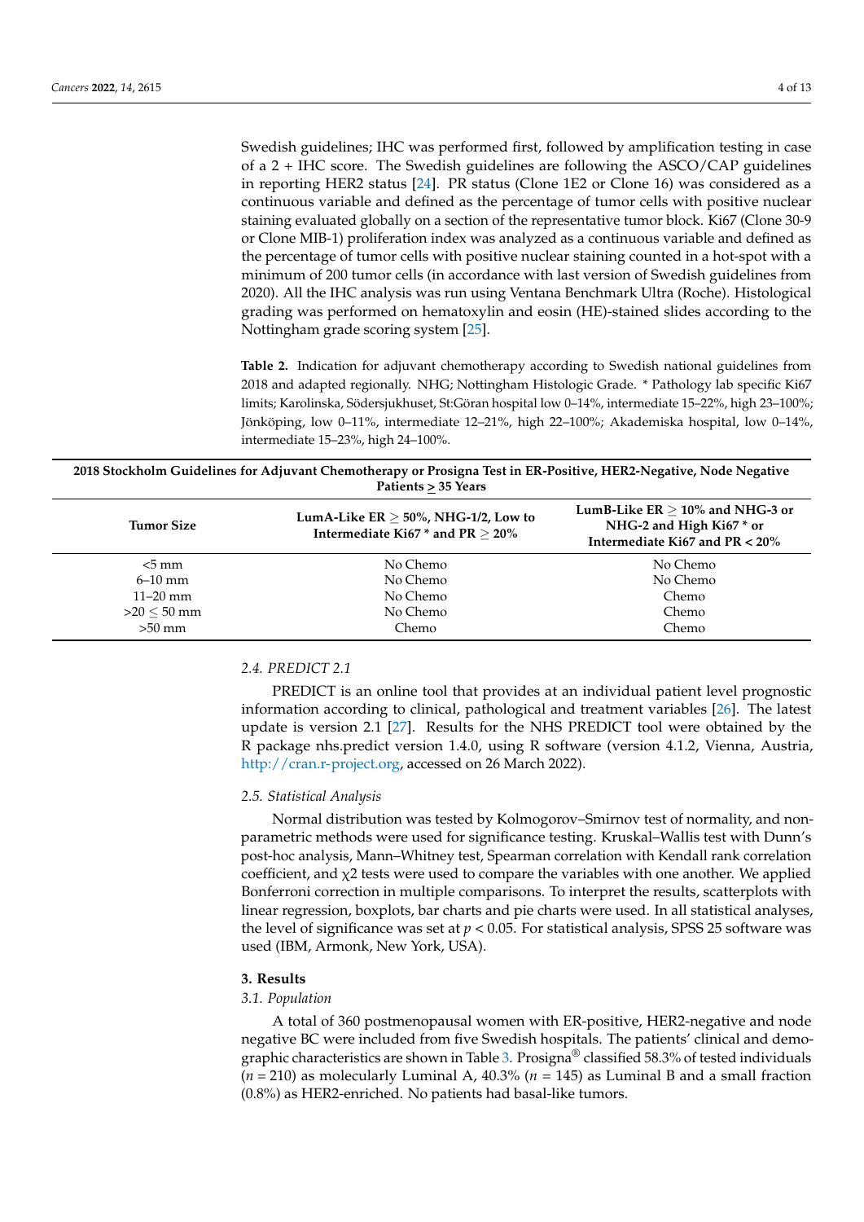Swedish guidelines; IHC was performed first, followed by amplification testing in case of a 2 + IHC score. The Swedish guidelines are following the ASCO/CAP guidelines in reporting HER2 status [24]. PR status (Clone 1E2 or Clone 16) was considered as a continuous variable and defined as the percentage of tumor cells with positive nuclear staining evaluated globally on a section of the representative tumor block. Ki67 (Clone 30-9 or Clone MIB-1) proliferation index was analyzed as a continuous variable and defined as the percentage of tumor cells with positive nuclear staining counted in a hot-spot with a minimum of 200 tumor cells (in accordance with last version of Swedish guidelines from 2020). All the IHC analysis was run using Ventana Benchmark Ultra (Roche). Histological grading was performed on hematoxylin and eosin (HE)-stained slides according to the Nottingham grade scoring system [25].

**Table 2.** Indication for adjuvant chemotherapy according to Swedish national guidelines from 2018 and adapted regionally. NHG; Nottingham Histologic Grade. * Pathology lab specific Ki67 limits; Karolinska, Södersjukhuset, St:Göran hospital low 0–14%, intermediate 15–22%, high 23–100%; Jönköping, low 0–11%, intermediate 12–21%, high 22–100%; Akademiska hospital, low 0–14%, intermediate 15–23%, high 24–100%.

| 2018 Stockholm Guidelines for Adjuvant Chemotherapy or Prosigna Test in ER-Positive, HER2-Negative, Node Negative Patients ≥ 35 Years | | |
|---|---|---|
| **Tumor Size** | **LumA-Like ER ≥ 50%, NHG-1/2, Low to Intermediate Ki67 * and PR ≥ 20%** | **LumB-Like ER ≥ 10% and NHG-3 or NHG-2 and High Ki67 * or Intermediate Ki67 and PR < 20%** |
| <5 mm | No Chemo | No Chemo |
| 6–10 mm | No Chemo | No Chemo |
| 11–20 mm | No Chemo | Chemo |
| >20 ≤ 50 mm | No Chemo | Chemo |
| >50 mm | Chemo | Chemo |

### 2.4. PREDICT 2.1

PREDICT is an online tool that provides at an individual patient level prognostic information according to clinical, pathological and treatment variables [26]. The latest update is version 2.1 [27]. Results for the NHS PREDICT tool were obtained by the R package nhs.predict version 1.4.0, using R software (version 4.1.2, Vienna, Austria, http://cran.r-project.org, accessed on 26 March 2022).

### 2.5. Statistical Analysis

Normal distribution was tested by Kolmogorov–Smirnov test of normality, and non-parametric methods were used for significance testing. Kruskal–Wallis test with Dunn's post-hoc analysis, Mann–Whitney test, Spearman correlation with Kendall rank correlation coefficient, and $\chi 2$ tests were used to compare the variables with one another. We applied Bonferroni correction in multiple comparisons. To interpret the results, scatterplots with linear regression, boxplots, bar charts and pie charts were used. In all statistical analyses, the level of significance was set at $p < 0.05$. For statistical analysis, SPSS 25 software was used (IBM, Armonk, New York, USA).

## 3. Results

### 3.1. Population

A total of 360 postmenopausal women with ER-positive, HER2-negative and node negative BC were included from five Swedish hospitals. The patients' clinical and demographic characteristics are shown in Table 3. Prosigna® classified 58.3% of tested individuals ($n$ = 210) as molecularly Luminal A, 40.3% ($n$ = 145) as Luminal B and a small fraction (0.8%) as HER2-enriched. No patients had basal-like tumors.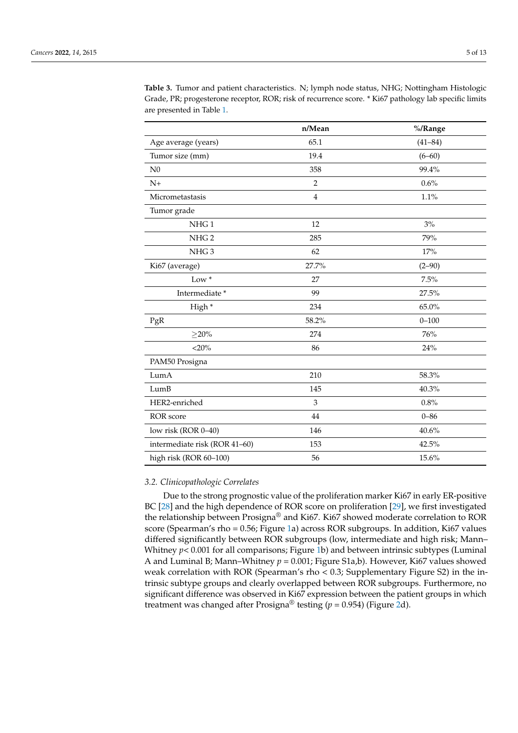**Table 3.** Tumor and patient characteristics. N; lymph node status, NHG; Nottingham Histologic Grade, PR; progesterone receptor, ROR; risk of recurrence score. * Ki67 pathology lab specific limits are presented in Table 1.

| | n/Mean | %/Range |
|---|---|---|
| Age average (years) | 65.1 | (41–84) |
| Tumor size (mm) | 19.4 | (6–60) |
| N0 | 358 | 99.4% |
| N+ | 2 | 0.6% |
| Micrometastasis | 4 | 1.1% |
| Tumor grade | | |
| NHG 1 | 12 | 3% |
| NHG 2 | 285 | 79% |
| NHG 3 | 62 | 17% |
| Ki67 (average) | 27.7% | (2–90) |
| Low * | 27 | 7.5% |
| Intermediate * | 99 | 27.5% |
| High * | 234 | 65.0% |
| PgR | 58.2% | 0–100 |
| ≥20% | 274 | 76% |
| <20% | 86 | 24% |
| PAM50 Prosigna | | |
| LumA | 210 | 58.3% |
| LumB | 145 | 40.3% |
| HER2-enriched | 3 | 0.8% |
| ROR score | 44 | 0–86 |
| low risk (ROR 0–40) | 146 | 40.6% |
| intermediate risk (ROR 41–60) | 153 | 42.5% |
| high risk (ROR 60–100) | 56 | 15.6% |

### *3.2. Clinicopathologic Correlates*

Due to the strong prognostic value of the proliferation marker Ki67 in early ER-positive BC [28] and the high dependence of ROR score on proliferation [29], we first investigated the relationship between Prosigna® and Ki67. Ki67 showed moderate correlation to ROR score (Spearman's rho = 0.56; Figure 1a) across ROR subgroups. In addition, Ki67 values differed significantly between ROR subgroups (low, intermediate and high risk; Mann–Whitney $p < 0.001$ for all comparisons; Figure 1b) and between intrinsic subtypes (Luminal A and Luminal B; Mann–Whitney $p = 0.001$; Figure S1a,b). However, Ki67 values showed weak correlation with ROR (Spearman's rho < 0.3; Supplementary Figure S2) in the intrinsic subtype groups and clearly overlapped between ROR subgroups. Furthermore, no significant difference was observed in Ki67 expression between the patient groups in which treatment was changed after Prosigna® testing ($p = 0.954$) (Figure 2d).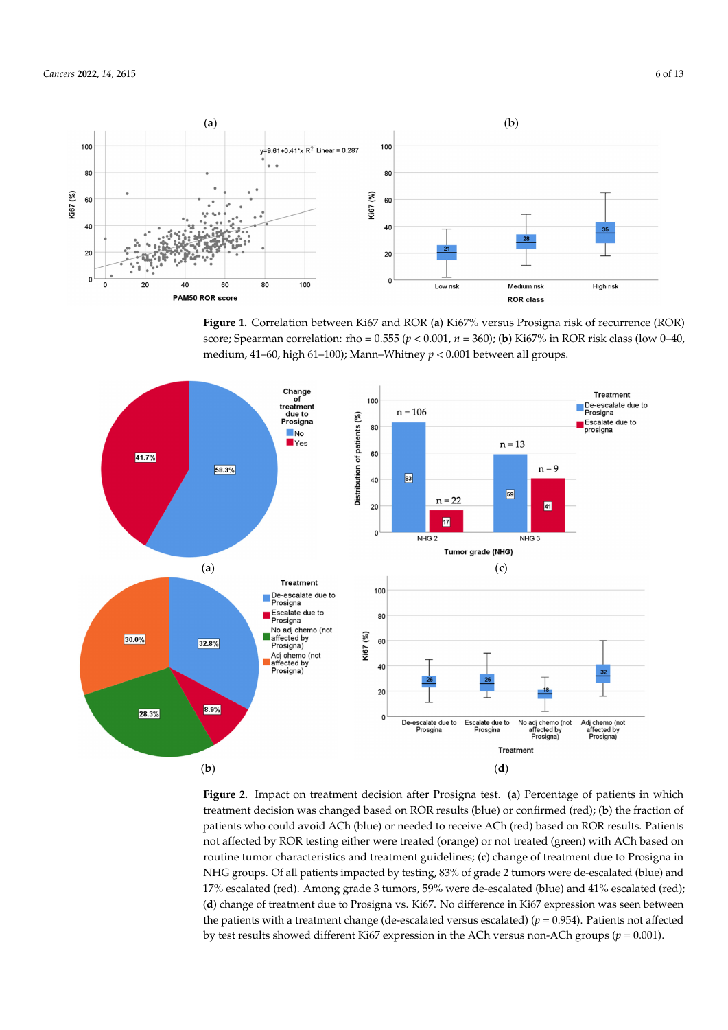(a)

y=9.61+0.41*x $R^2$ Linear = 0.287

Ki67 (%)

PAM50 ROR score

(b)

Ki67 (%)

21

28

35

Low risk

Medium risk

High risk

ROR class

**Figure 1.** Correlation between Ki67 and ROR (**a**) Ki67% versus Prosigna risk of recurrence (ROR) score; Spearman correlation: rho = 0.555 ($p < 0.001$, $n = 360$); (**b**) Ki67% in ROR risk class (low 0–40, medium, 41–60, high 61–100); Mann–Whitney $p < 0.001$ between all groups.

Change of treatment due to Prosigna

No

Yes

41.7%

58.3%

(a)

Treatment

De-escalate due to Prosigna

Escalate due to prosigna

Distribution of patients (%)

n = 106

83

n = 22

17

n = 13

59

n = 9

41

NHG 2

NHG 3

Tumor grade (NHG)

(c)

Treatment

De-escalate due to Prosigna

Escalate due to Prosigna

No adj chemo (not affected by Prosigna)

Adj chemo (not affected by Prosigna)

30.0%

32.8%

28.3%

8.9%

(b)

Ki67 (%)

26

26

18

32

De-escalate due to Prosgina

Escalate due to Prosgina

No adj chemo (not affected by Prosigna)

Adj chemo (not affected by Prosigna)

Treatment

(d)

**Figure 2.** Impact on treatment decision after Prosigna test. (**a**) Percentage of patients in which treatment decision was changed based on ROR results (blue) or confirmed (red); (**b**) the fraction of patients who could avoid ACh (blue) or needed to receive ACh (red) based on ROR results. Patients not affected by ROR testing either were treated (orange) or not treated (green) with ACh based on routine tumor characteristics and treatment guidelines; (**c**) change of treatment due to Prosigna in NHG groups. Of all patients impacted by testing, 83% of grade 2 tumors were de-escalated (blue) and 17% escalated (red). Among grade 3 tumors, 59% were de-escalated (blue) and 41% escalated (red); (**d**) change of treatment due to Prosigna vs. Ki67. No difference in Ki67 expression was seen between the patients with a treatment change (de-escalated versus escalated) ($p = 0.954$). Patients not affected by test results showed different Ki67 expression in the ACh versus non-ACh groups ($p = 0.001$).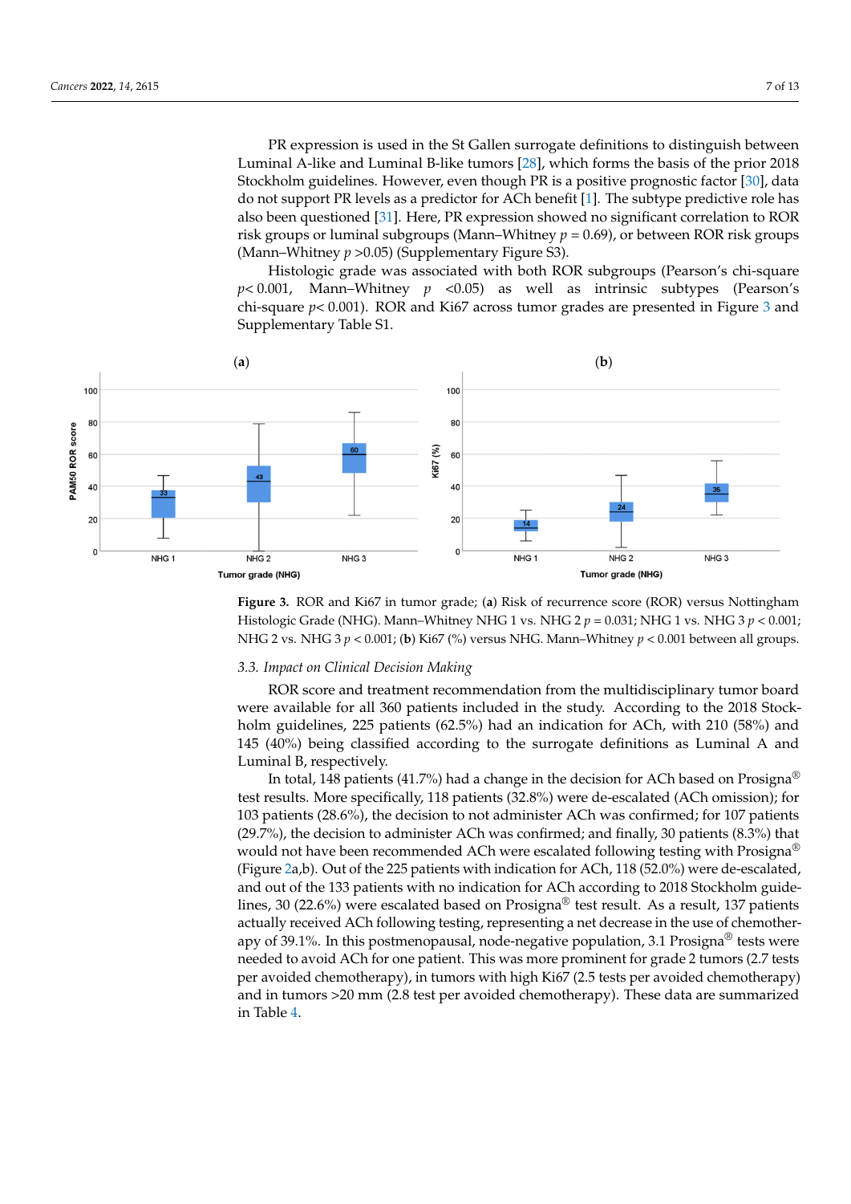PR expression is used in the St Gallen surrogate definitions to distinguish between Luminal A-like and Luminal B-like tumors [28], which forms the basis of the prior 2018 Stockholm guidelines. However, even though PR is a positive prognostic factor [30], data do not support PR levels as a predictor for ACh benefit [1]. The subtype predictive role has also been questioned [31]. Here, PR expression showed no significant correlation to ROR risk groups or luminal subgroups (Mann–Whitney $p = 0.69$), or between ROR risk groups (Mann–Whitney $p > 0.05$) (Supplementary Figure S3).

Histologic grade was associated with both ROR subgroups (Pearson's chi-square $p < 0.001$, Mann–Whitney $p < 0.05$) as well as intrinsic subtypes (Pearson's chi-square $p < 0.001$). ROR and Ki67 across tumor grades are presented in Figure 3 and Supplementary Table S1.

(a)

PAM50 ROR score

100
80
60
40
20
0

33
43
60

NHG 1
NHG 2
NHG 3

Tumor grade (NHG)

(b)

Ki67 (%)

100
80
60
40
20
0

14
24
35

NHG 1
NHG 2
NHG 3

Tumor grade (NHG)

**Figure 3.** ROR and Ki67 in tumor grade; (**a**) Risk of recurrence score (ROR) versus Nottingham Histologic Grade (NHG). Mann–Whitney NHG 1 vs. NHG 2 $p = 0.031$; NHG 1 vs. NHG 3 $p < 0.001$; NHG 2 vs. NHG 3 $p < 0.001$; (**b**) Ki67 (%) versus NHG. Mann–Whitney $p < 0.001$ between all groups.

### 3.3. Impact on Clinical Decision Making

ROR score and treatment recommendation from the multidisciplinary tumor board were available for all 360 patients included in the study. According to the 2018 Stockholm guidelines, 225 patients (62.5%) had an indication for ACh, with 210 (58%) and 145 (40%) being classified according to the surrogate definitions as Luminal A and Luminal B, respectively.

In total, 148 patients (41.7%) had a change in the decision for ACh based on Prosigna® test results. More specifically, 118 patients (32.8%) were de-escalated (ACh omission); for 103 patients (28.6%), the decision to not administer ACh was confirmed; for 107 patients (29.7%), the decision to administer ACh was confirmed; and finally, 30 patients (8.3%) that would not have been recommended ACh were escalated following testing with Prosigna® (Figure 2a,b). Out of the 225 patients with indication for ACh, 118 (52.0%) were de-escalated, and out of the 133 patients with no indication for ACh according to 2018 Stockholm guidelines, 30 (22.6%) were escalated based on Prosigna® test result. As a result, 137 patients actually received ACh following testing, representing a net decrease in the use of chemotherapy of 39.1%. In this postmenopausal, node-negative population, 3.1 Prosigna® tests were needed to avoid ACh for one patient. This was more prominent for grade 2 tumors (2.7 tests per avoided chemotherapy), in tumors with high Ki67 (2.5 tests per avoided chemotherapy) and in tumors >20 mm (2.8 test per avoided chemotherapy). These data are summarized in Table 4.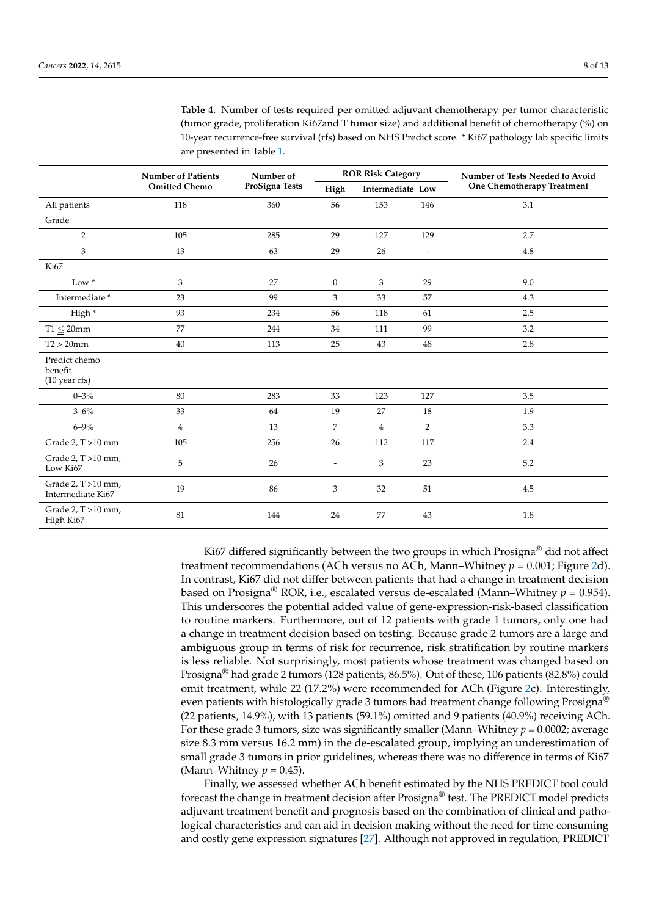**Table 4.** Number of tests required per omitted adjuvant chemotherapy per tumor characteristic (tumor grade, proliferation Ki67and T tumor size) and additional benefit of chemotherapy (%) on 10-year recurrence-free survival (rfs) based on NHS Predict score. * Ki67 pathology lab specific limits are presented in Table 1.

| | Number of Patients Omitted Chemo | Number of ProSigna Tests | ROR Risk Category | | | Number of Tests Needed to Avoid One Chemotherapy Treatment |
|---|---|---|---|---|---|---|
| | | | High | Intermediate | Low | |
| All patients | 118 | 360 | 56 | 153 | 146 | 3.1 |
| Grade | | | | | | |
| 2 | 105 | 285 | 29 | 127 | 129 | 2.7 |
| 3 | 13 | 63 | 29 | 26 | - | 4.8 |
| Ki67 | | | | | | |
| Low * | 3 | 27 | 0 | 3 | 29 | 9.0 |
| Intermediate * | 23 | 99 | 3 | 33 | 57 | 4.3 |
| High * | 93 | 234 | 56 | 118 | 61 | 2.5 |
| T1 ≤ 20mm | 77 | 244 | 34 | 111 | 99 | 3.2 |
| T2 > 20mm | 40 | 113 | 25 | 43 | 48 | 2.8 |
| Predict chemo benefit (10 year rfs) | | | | | | |
| 0–3% | 80 | 283 | 33 | 123 | 127 | 3.5 |
| 3–6% | 33 | 64 | 19 | 27 | 18 | 1.9 |
| 6–9% | 4 | 13 | 7 | 4 | 2 | 3.3 |
| Grade 2, T >10 mm | 105 | 256 | 26 | 112 | 117 | 2.4 |
| Grade 2, T >10 mm, Low Ki67 | 5 | 26 | - | 3 | 23 | 5.2 |
| Grade 2, T >10 mm, Intermediate Ki67 | 19 | 86 | 3 | 32 | 51 | 4.5 |
| Grade 2, T >10 mm, High Ki67 | 81 | 144 | 24 | 77 | 43 | 1.8 |

Ki67 differed significantly between the two groups in which Prosigna® did not affect treatment recommendations (ACh versus no ACh, Mann–Whitney $p = 0.001$; Figure 2d). In contrast, Ki67 did not differ between patients that had a change in treatment decision based on Prosigna® ROR, i.e., escalated versus de-escalated (Mann–Whitney $p = 0.954$). This underscores the potential added value of gene-expression-risk-based classification to routine markers. Furthermore, out of 12 patients with grade 1 tumors, only one had a change in treatment decision based on testing. Because grade 2 tumors are a large and ambiguous group in terms of risk for recurrence, risk stratification by routine markers is less reliable. Not surprisingly, most patients whose treatment was changed based on Prosigna® had grade 2 tumors (128 patients, 86.5%). Out of these, 106 patients (82.8%) could omit treatment, while 22 (17.2%) were recommended for ACh (Figure 2c). Interestingly, even patients with histologically grade 3 tumors had treatment change following Prosigna® (22 patients, 14.9%), with 13 patients (59.1%) omitted and 9 patients (40.9%) receiving ACh. For these grade 3 tumors, size was significantly smaller (Mann–Whitney $p = 0.0002$; average size 8.3 mm versus 16.2 mm) in the de-escalated group, implying an underestimation of small grade 3 tumors in prior guidelines, whereas there was no difference in terms of Ki67 (Mann–Whitney $p = 0.45$).

Finally, we assessed whether ACh benefit estimated by the NHS PREDICT tool could forecast the change in treatment decision after Prosigna® test. The PREDICT model predicts adjuvant treatment benefit and prognosis based on the combination of clinical and pathological characteristics and can aid in decision making without the need for time consuming and costly gene expression signatures [27]. Although not approved in regulation, PREDICT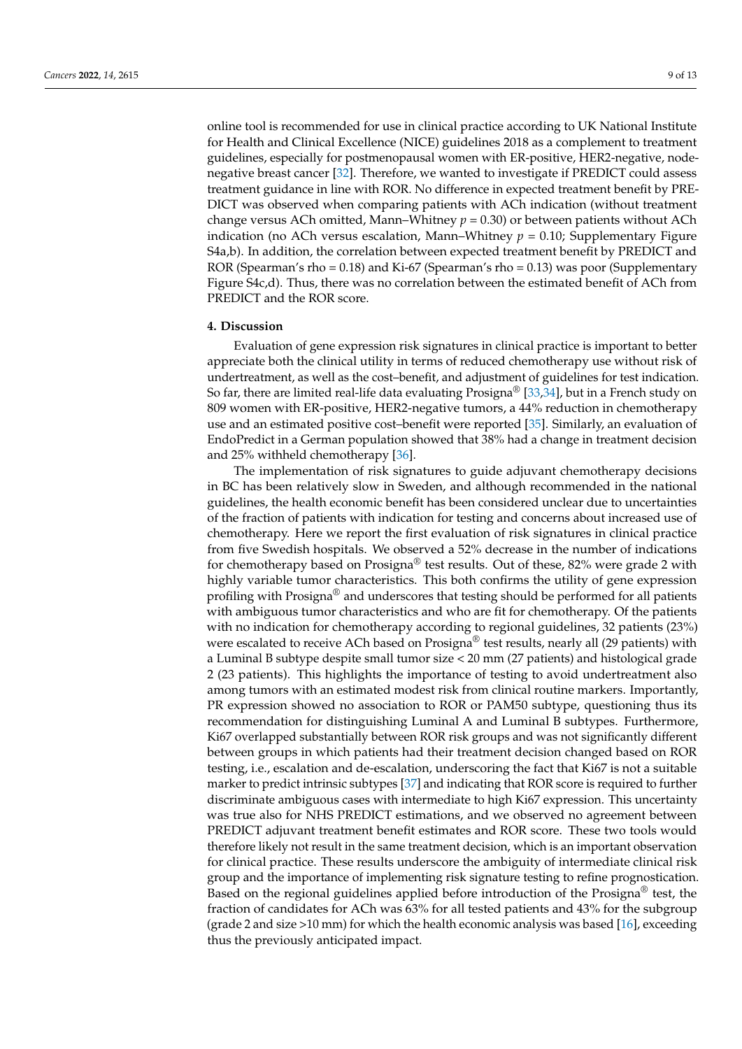online tool is recommended for use in clinical practice according to UK National Institute for Health and Clinical Excellence (NICE) guidelines 2018 as a complement to treatment guidelines, especially for postmenopausal women with ER-positive, HER2-negative, node-negative breast cancer [32]. Therefore, we wanted to investigate if PREDICT could assess treatment guidance in line with ROR. No difference in expected treatment benefit by PREDICT was observed when comparing patients with ACh indication (without treatment change versus ACh omitted, Mann–Whitney $p = 0.30$) or between patients without ACh indication (no ACh versus escalation, Mann–Whitney $p = 0.10$; Supplementary Figure S4a,b). In addition, the correlation between expected treatment benefit by PREDICT and ROR (Spearman's rho = 0.18) and Ki-67 (Spearman's rho = 0.13) was poor (Supplementary Figure S4c,d). Thus, there was no correlation between the estimated benefit of ACh from PREDICT and the ROR score.

## 4. Discussion

Evaluation of gene expression risk signatures in clinical practice is important to better appreciate both the clinical utility in terms of reduced chemotherapy use without risk of undertreatment, as well as the cost–benefit, and adjustment of guidelines for test indication. So far, there are limited real-life data evaluating Prosigna® [33,34], but in a French study on 809 women with ER-positive, HER2-negative tumors, a 44% reduction in chemotherapy use and an estimated positive cost–benefit were reported [35]. Similarly, an evaluation of EndoPredict in a German population showed that 38% had a change in treatment decision and 25% withheld chemotherapy [36].

The implementation of risk signatures to guide adjuvant chemotherapy decisions in BC has been relatively slow in Sweden, and although recommended in the national guidelines, the health economic benefit has been considered unclear due to uncertainties of the fraction of patients with indication for testing and concerns about increased use of chemotherapy. Here we report the first evaluation of risk signatures in clinical practice from five Swedish hospitals. We observed a 52% decrease in the number of indications for chemotherapy based on Prosigna® test results. Out of these, 82% were grade 2 with highly variable tumor characteristics. This both confirms the utility of gene expression profiling with Prosigna® and underscores that testing should be performed for all patients with ambiguous tumor characteristics and who are fit for chemotherapy. Of the patients with no indication for chemotherapy according to regional guidelines, 32 patients (23%) were escalated to receive ACh based on Prosigna® test results, nearly all (29 patients) with a Luminal B subtype despite small tumor size < 20 mm (27 patients) and histological grade 2 (23 patients). This highlights the importance of testing to avoid undertreatment also among tumors with an estimated modest risk from clinical routine markers. Importantly, PR expression showed no association to ROR or PAM50 subtype, questioning thus its recommendation for distinguishing Luminal A and Luminal B subtypes. Furthermore, Ki67 overlapped substantially between ROR risk groups and was not significantly different between groups in which patients had their treatment decision changed based on ROR testing, i.e., escalation and de-escalation, underscoring the fact that Ki67 is not a suitable marker to predict intrinsic subtypes [37] and indicating that ROR score is required to further discriminate ambiguous cases with intermediate to high Ki67 expression. This uncertainty was true also for NHS PREDICT estimations, and we observed no agreement between PREDICT adjuvant treatment benefit estimates and ROR score. These two tools would therefore likely not result in the same treatment decision, which is an important observation for clinical practice. These results underscore the ambiguity of intermediate clinical risk group and the importance of implementing risk signature testing to refine prognostication. Based on the regional guidelines applied before introduction of the Prosigna® test, the fraction of candidates for ACh was 63% for all tested patients and 43% for the subgroup (grade 2 and size >10 mm) for which the health economic analysis was based [16], exceeding thus the previously anticipated impact.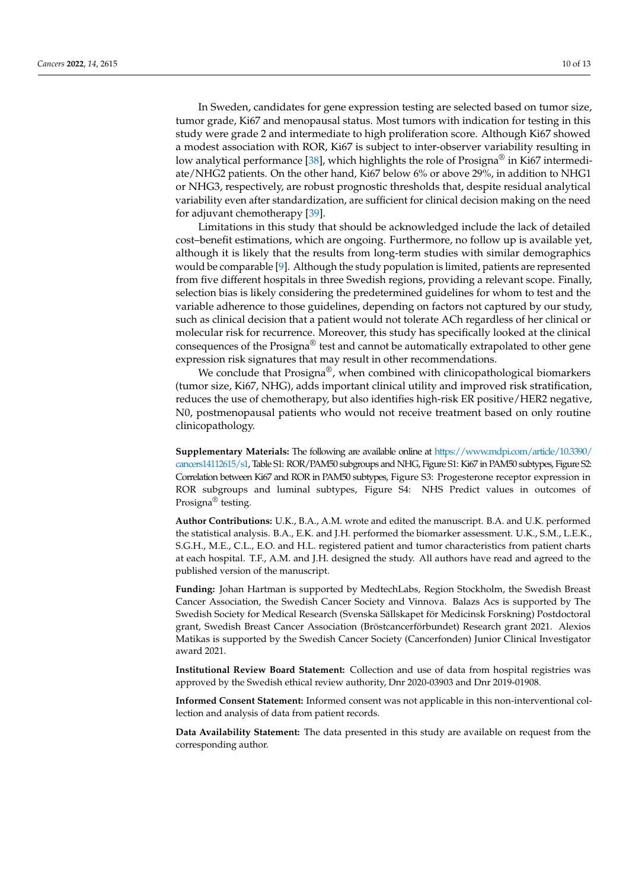In Sweden, candidates for gene expression testing are selected based on tumor size, tumor grade, Ki67 and menopausal status. Most tumors with indication for testing in this study were grade 2 and intermediate to high proliferation score. Although Ki67 showed a modest association with ROR, Ki67 is subject to inter-observer variability resulting in low analytical performance [38], which highlights the role of Prosigna® in Ki67 intermediate/NHG2 patients. On the other hand, Ki67 below 6% or above 29%, in addition to NHG1 or NHG3, respectively, are robust prognostic thresholds that, despite residual analytical variability even after standardization, are sufficient for clinical decision making on the need for adjuvant chemotherapy [39].

Limitations in this study that should be acknowledged include the lack of detailed cost–benefit estimations, which are ongoing. Furthermore, no follow up is available yet, although it is likely that the results from long-term studies with similar demographics would be comparable [9]. Although the study population is limited, patients are represented from five different hospitals in three Swedish regions, providing a relevant scope. Finally, selection bias is likely considering the predetermined guidelines for whom to test and the variable adherence to those guidelines, depending on factors not captured by our study, such as clinical decision that a patient would not tolerate ACh regardless of her clinical or molecular risk for recurrence. Moreover, this study has specifically looked at the clinical consequences of the Prosigna® test and cannot be automatically extrapolated to other gene expression risk signatures that may result in other recommendations.

We conclude that Prosigna®, when combined with clinicopathological biomarkers (tumor size, Ki67, NHG), adds important clinical utility and improved risk stratification, reduces the use of chemotherapy, but also identifies high-risk ER positive/HER2 negative, N0, postmenopausal patients who would not receive treatment based on only routine clinicopathology.

**Supplementary Materials:** The following are available online at https://www.mdpi.com/article/10.3390/cancers14112615/s1, Table S1: ROR/PAM50 subgroups and NHG, Figure S1: Ki67 in PAM50 subtypes, Figure S2: Correlation between Ki67 and ROR in PAM50 subtypes, Figure S3: Progesterone receptor expression in ROR subgroups and luminal subtypes, Figure S4: NHS Predict values in outcomes of Prosigna® testing.

**Author Contributions:** U.K., B.A., A.M. wrote and edited the manuscript. B.A. and U.K. performed the statistical analysis. B.A., E.K. and J.H. performed the biomarker assessment. U.K., S.M., L.E.K., S.G.H., M.E., C.L., E.O. and H.L. registered patient and tumor characteristics from patient charts at each hospital. T.F., A.M. and J.H. designed the study. All authors have read and agreed to the published version of the manuscript.

**Funding:** Johan Hartman is supported by MedtechLabs, Region Stockholm, the Swedish Breast Cancer Association, the Swedish Cancer Society and Vinnova. Balazs Acs is supported by The Swedish Society for Medical Research (Svenska Sällskapet för Medicinsk Forskning) Postdoctoral grant, Swedish Breast Cancer Association (Bröstcancerförbundet) Research grant 2021. Alexios Matikas is supported by the Swedish Cancer Society (Cancerfonden) Junior Clinical Investigator award 2021.

**Institutional Review Board Statement:** Collection and use of data from hospital registries was approved by the Swedish ethical review authority, Dnr 2020-03903 and Dnr 2019-01908.

**Informed Consent Statement:** Informed consent was not applicable in this non-interventional collection and analysis of data from patient records.

**Data Availability Statement:** The data presented in this study are available on request from the corresponding author.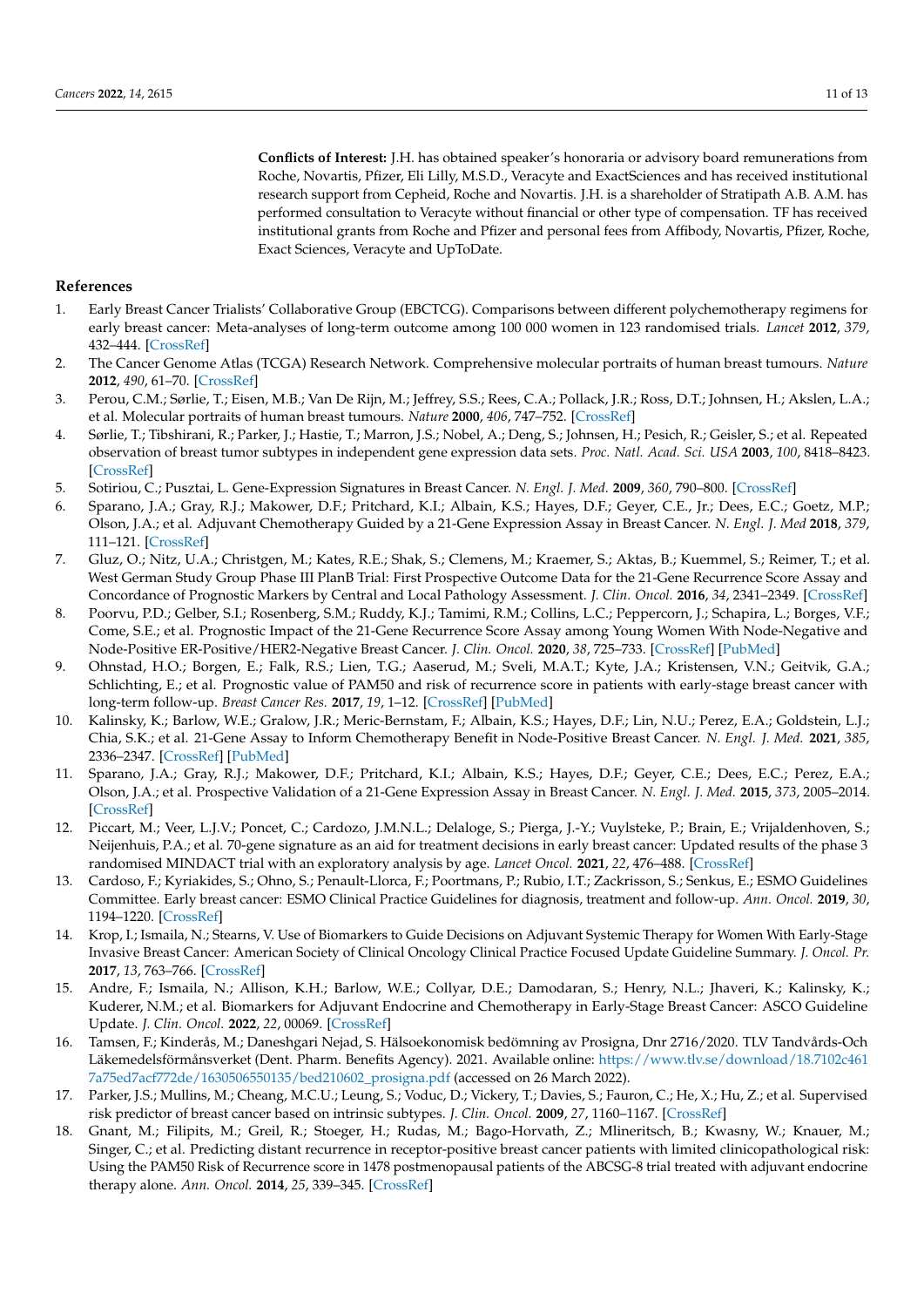**Conflicts of Interest:** J.H. has obtained speaker's honoraria or advisory board remunerations from Roche, Novartis, Pfizer, Eli Lilly, M.S.D., Veracyte and ExactSciences and has received institutional research support from Cepheid, Roche and Novartis. J.H. is a shareholder of Stratipath A.B. A.M. has performed consultation to Veracyte without financial or other type of compensation. TF has received institutional grants from Roche and Pfizer and personal fees from Affibody, Novartis, Pfizer, Roche, Exact Sciences, Veracyte and UpToDate.

## References

1. Early Breast Cancer Trialists' Collaborative Group (EBCTCG). Comparisons between different polychemotherapy regimens for early breast cancer: Meta-analyses of long-term outcome among 100 000 women in 123 randomised trials. *Lancet* **2012**, *379*, 432–444. [CrossRef]
2. The Cancer Genome Atlas (TCGA) Research Network. Comprehensive molecular portraits of human breast tumours. *Nature* **2012**, *490*, 61–70. [CrossRef]
3. Perou, C.M.; Sørlie, T.; Eisen, M.B.; Van De Rijn, M.; Jeffrey, S.S.; Rees, C.A.; Pollack, J.R.; Ross, D.T.; Johnsen, H.; Akslen, L.A.; et al. Molecular portraits of human breast tumours. *Nature* **2000**, *406*, 747–752. [CrossRef]
4. Sørlie, T.; Tibshirani, R.; Parker, J.; Hastie, T.; Marron, J.S.; Nobel, A.; Deng, S.; Johnsen, H.; Pesich, R.; Geisler, S.; et al. Repeated observation of breast tumor subtypes in independent gene expression data sets. *Proc. Natl. Acad. Sci. USA* **2003**, *100*, 8418–8423. [CrossRef]
5. Sotiriou, C.; Pusztai, L. Gene-Expression Signatures in Breast Cancer. *N. Engl. J. Med.* **2009**, *360*, 790–800. [CrossRef]
6. Sparano, J.A.; Gray, R.J.; Makower, D.F.; Pritchard, K.I.; Albain, K.S.; Hayes, D.F.; Geyer, C.E., Jr.; Dees, E.C.; Goetz, M.P.; Olson, J.A.; et al. Adjuvant Chemotherapy Guided by a 21-Gene Expression Assay in Breast Cancer. *N. Engl. J. Med* **2018**, *379*, 111–121. [CrossRef]
7. Gluz, O.; Nitz, U.A.; Christgen, M.; Kates, R.E.; Shak, S.; Clemens, M.; Kraemer, S.; Aktas, B.; Kuemmel, S.; Reimer, T.; et al. West German Study Group Phase III PlanB Trial: First Prospective Outcome Data for the 21-Gene Recurrence Score Assay and Concordance of Prognostic Markers by Central and Local Pathology Assessment. *J. Clin. Oncol.* **2016**, *34*, 2341–2349. [CrossRef]
8. Poorvu, P.D.; Gelber, S.I.; Rosenberg, S.M.; Ruddy, K.J.; Tamimi, R.M.; Collins, L.C.; Peppercorn, J.; Schapira, L.; Borges, V.F.; Come, S.E.; et al. Prognostic Impact of the 21-Gene Recurrence Score Assay among Young Women With Node-Negative and Node-Positive ER-Positive/HER2-Negative Breast Cancer. *J. Clin. Oncol.* **2020**, *38*, 725–733. [CrossRef] [PubMed]
9. Ohnstad, H.O.; Borgen, E.; Falk, R.S.; Lien, T.G.; Aaserud, M.; Sveli, M.A.T.; Kyte, J.A.; Kristensen, V.N.; Geitvik, G.A.; Schlichting, E.; et al. Prognostic value of PAM50 and risk of recurrence score in patients with early-stage breast cancer with long-term follow-up. *Breast Cancer Res.* **2017**, *19*, 1–12. [CrossRef] [PubMed]
10. Kalinsky, K.; Barlow, W.E.; Gralow, J.R.; Meric-Bernstam, F.; Albain, K.S.; Hayes, D.F.; Lin, N.U.; Perez, E.A.; Goldstein, L.J.; Chia, S.K.; et al. 21-Gene Assay to Inform Chemotherapy Benefit in Node-Positive Breast Cancer. *N. Engl. J. Med.* **2021**, *385*, 2336–2347. [CrossRef] [PubMed]
11. Sparano, J.A.; Gray, R.J.; Makower, D.F.; Pritchard, K.I.; Albain, K.S.; Hayes, D.F.; Geyer, C.E.; Dees, E.C.; Perez, E.A.; Olson, J.A.; et al. Prospective Validation of a 21-Gene Expression Assay in Breast Cancer. *N. Engl. J. Med.* **2015**, *373*, 2005–2014. [CrossRef]
12. Piccart, M.; Veer, L.J.V.; Poncet, C.; Cardozo, J.M.N.L.; Delaloge, S.; Pierga, J.-Y.; Vuylsteke, P.; Brain, E.; Vrijaldenhoven, S.; Neijenhuis, P.A.; et al. 70-gene signature as an aid for treatment decisions in early breast cancer: Updated results of the phase 3 randomised MINDACT trial with an exploratory analysis by age. *Lancet Oncol.* **2021**, *22*, 476–488. [CrossRef]
13. Cardoso, F.; Kyriakides, S.; Ohno, S.; Penault-Llorca, F.; Poortmans, P.; Rubio, I.T.; Zackrisson, S.; Senkus, E.; ESMO Guidelines Committee. Early breast cancer: ESMO Clinical Practice Guidelines for diagnosis, treatment and follow-up. *Ann. Oncol.* **2019**, *30*, 1194–1220. [CrossRef]
14. Krop, I.; Ismaila, N.; Stearns, V. Use of Biomarkers to Guide Decisions on Adjuvant Systemic Therapy for Women With Early-Stage Invasive Breast Cancer: American Society of Clinical Oncology Clinical Practice Focused Update Guideline Summary. *J. Oncol. Pr.* **2017**, *13*, 763–766. [CrossRef]
15. Andre, F.; Ismaila, N.; Allison, K.H.; Barlow, W.E.; Collyar, D.E.; Damodaran, S.; Henry, N.L.; Jhaveri, K.; Kalinsky, K.; Kuderer, N.M.; et al. Biomarkers for Adjuvant Endocrine and Chemotherapy in Early-Stage Breast Cancer: ASCO Guideline Update. *J. Clin. Oncol.* **2022**, *22*, 00069. [CrossRef]
16. Tamsen, F.; Kinderås, M.; Daneshgari Nejad, S. Hälsoekonomisk bedömning av Prosigna, Dnr 2716/2020. TLV Tandvårds-Och Läkemedelsförmånsverket (Dent. Pharm. Benefits Agency). 2021. Available online: https://www.tlv.se/download/18.7102c4617a75ed7acf772de/1630506550135/bed210602_prosigna.pdf (accessed on 26 March 2022).
17. Parker, J.S.; Mullins, M.; Cheang, M.C.U.; Leung, S.; Voduc, D.; Vickery, T.; Davies, S.; Fauron, C.; He, X.; Hu, Z.; et al. Supervised risk predictor of breast cancer based on intrinsic subtypes. *J. Clin. Oncol.* **2009**, *27*, 1160–1167. [CrossRef]
18. Gnant, M.; Filipits, M.; Greil, R.; Stoeger, H.; Rudas, M.; Bago-Horvath, Z.; Mlineritsch, B.; Kwasny, W.; Knauer, M.; Singer, C.; et al. Predicting distant recurrence in receptor-positive breast cancer patients with limited clinicopathological risk: Using the PAM50 Risk of Recurrence score in 1478 postmenopausal patients of the ABCSG-8 trial treated with adjuvant endocrine therapy alone. *Ann. Oncol.* **2014**, *25*, 339–345. [CrossRef]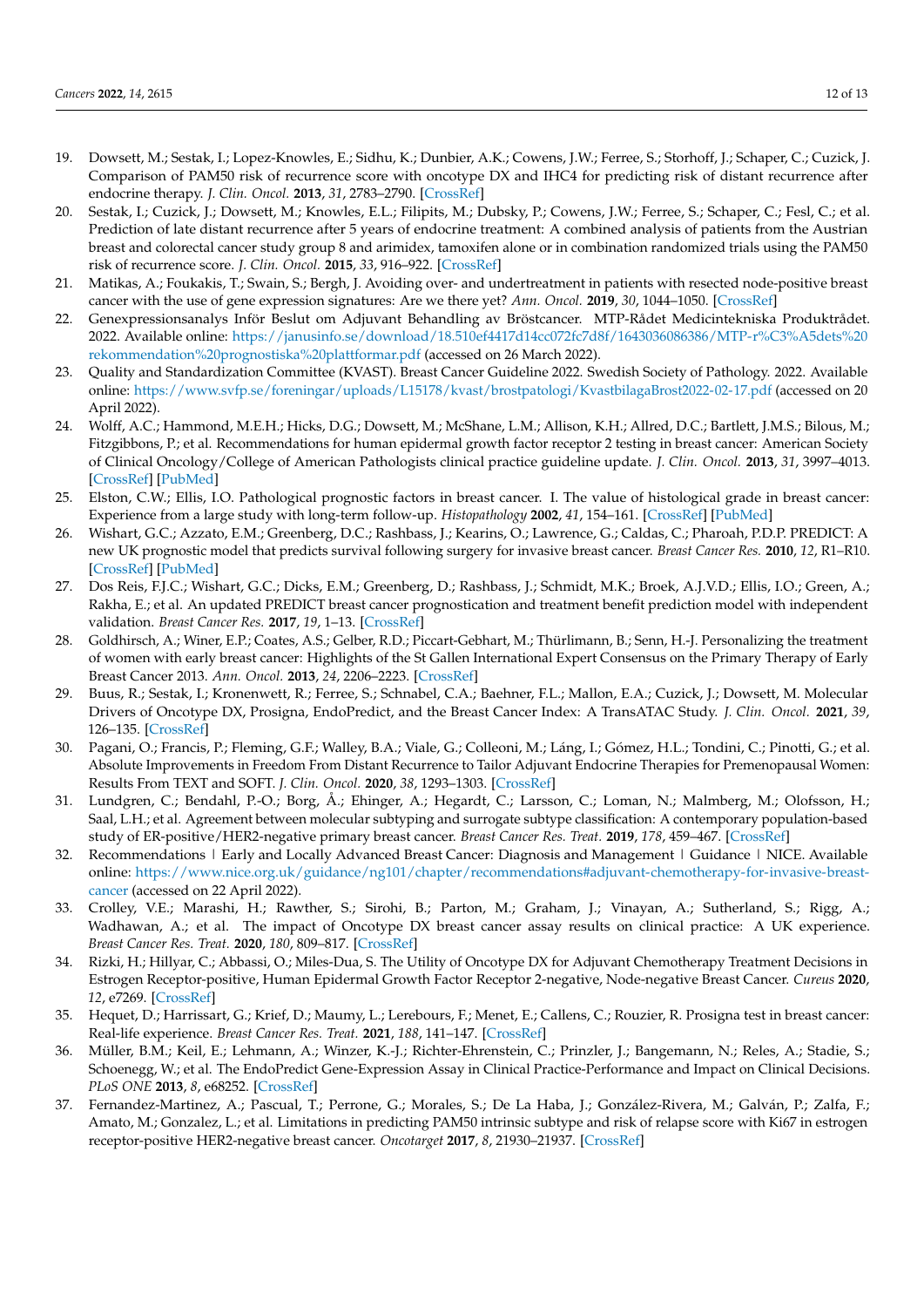19. Dowsett, M.; Sestak, I.; Lopez-Knowles, E.; Sidhu, K.; Dunbier, A.K.; Cowens, J.W.; Ferree, S.; Storhoff, J.; Schaper, C.; Cuzick, J. Comparison of PAM50 risk of recurrence score with oncotype DX and IHC4 for predicting risk of distant recurrence after endocrine therapy. *J. Clin. Oncol.* **2013**, *31*, 2783–2790. [CrossRef]
20. Sestak, I.; Cuzick, J.; Dowsett, M.; Knowles, E.L.; Filipits, M.; Dubsky, P.; Cowens, J.W.; Ferree, S.; Schaper, C.; Fesl, C.; et al. Prediction of late distant recurrence after 5 years of endocrine treatment: A combined analysis of patients from the Austrian breast and colorectal cancer study group 8 and arimidex, tamoxifen alone or in combination randomized trials using the PAM50 risk of recurrence score. *J. Clin. Oncol.* **2015**, *33*, 916–922. [CrossRef]
21. Matikas, A.; Foukakis, T.; Swain, S.; Bergh, J. Avoiding over- and undertreatment in patients with resected node-positive breast cancer with the use of gene expression signatures: Are we there yet? *Ann. Oncol.* **2019**, *30*, 1044–1050. [CrossRef]
22. Genexpressionsanalys Inför Beslut om Adjuvant Behandling av Bröstcancer. MTP-Rådet Medicintekniska Produktrådet. 2022. Available online: https://janusinfo.se/download/18.510ef4417d14cc072fc7d8f/1643036086386/MTP-r%C3%A5dets%20rekommendation%20prognostiska%20plattformar.pdf (accessed on 26 March 2022).
23. Quality and Standardization Committee (KVAST). Breast Cancer Guideline 2022. Swedish Society of Pathology. 2022. Available online: https://www.svfp.se/foreningar/uploads/L15178/kvast/brostpatologi/KvastbilagaBrost2022-02-17.pdf (accessed on 20 April 2022).
24. Wolff, A.C.; Hammond, M.E.H.; Hicks, D.G.; Dowsett, M.; McShane, L.M.; Allison, K.H.; Allred, D.C.; Bartlett, J.M.S.; Bilous, M.; Fitzgibbons, P.; et al. Recommendations for human epidermal growth factor receptor 2 testing in breast cancer: American Society of Clinical Oncology/College of American Pathologists clinical practice guideline update. *J. Clin. Oncol.* **2013**, *31*, 3997–4013. [CrossRef] [PubMed]
25. Elston, C.W.; Ellis, I.O. Pathological prognostic factors in breast cancer. I. The value of histological grade in breast cancer: Experience from a large study with long-term follow-up. *Histopathology* **2002**, *41*, 154–161. [CrossRef] [PubMed]
26. Wishart, G.C.; Azzato, E.M.; Greenberg, D.C.; Rashbass, J.; Kearins, O.; Lawrence, G.; Caldas, C.; Pharoah, P.D.P. PREDICT: A new UK prognostic model that predicts survival following surgery for invasive breast cancer. *Breast Cancer Res.* **2010**, *12*, R1–R10. [CrossRef] [PubMed]
27. Dos Reis, F.J.C.; Wishart, G.C.; Dicks, E.M.; Greenberg, D.; Rashbass, J.; Schmidt, M.K.; Broek, A.J.V.D.; Ellis, I.O.; Green, A.; Rakha, E.; et al. An updated PREDICT breast cancer prognostication and treatment benefit prediction model with independent validation. *Breast Cancer Res.* **2017**, *19*, 1–13. [CrossRef]
28. Goldhirsch, A.; Winer, E.P.; Coates, A.S.; Gelber, R.D.; Piccart-Gebhart, M.; Thürlimann, B.; Senn, H.-J. Personalizing the treatment of women with early breast cancer: Highlights of the St Gallen International Expert Consensus on the Primary Therapy of Early Breast Cancer 2013. *Ann. Oncol.* **2013**, *24*, 2206–2223. [CrossRef]
29. Buus, R.; Sestak, I.; Kronenwett, R.; Ferree, S.; Schnabel, C.A.; Baehner, F.L.; Mallon, E.A.; Cuzick, J.; Dowsett, M. Molecular Drivers of Oncotype DX, Prosigna, EndoPredict, and the Breast Cancer Index: A TransATAC Study. *J. Clin. Oncol.* **2021**, *39*, 126–135. [CrossRef]
30. Pagani, O.; Francis, P.; Fleming, G.F.; Walley, B.A.; Viale, G.; Colleoni, M.; Láng, I.; Gómez, H.L.; Tondini, C.; Pinotti, G.; et al. Absolute Improvements in Freedom From Distant Recurrence to Tailor Adjuvant Endocrine Therapies for Premenopausal Women: Results From TEXT and SOFT. *J. Clin. Oncol.* **2020**, *38*, 1293–1303. [CrossRef]
31. Lundgren, C.; Bendahl, P.-O.; Borg, Å.; Ehinger, A.; Hegardt, C.; Larsson, C.; Loman, N.; Malmberg, M.; Olofsson, H.; Saal, L.H.; et al. Agreement between molecular subtyping and surrogate subtype classification: A contemporary population-based study of ER-positive/HER2-negative primary breast cancer. *Breast Cancer Res. Treat.* **2019**, *178*, 459–467. [CrossRef]
32. Recommendations | Early and Locally Advanced Breast Cancer: Diagnosis and Management | Guidance | NICE. Available online: https://www.nice.org.uk/guidance/ng101/chapter/recommendations#adjuvant-chemotherapy-for-invasive-breast-cancer (accessed on 22 April 2022).
33. Crolley, V.E.; Marashi, H.; Rawther, S.; Sirohi, B.; Parton, M.; Graham, J.; Vinayan, A.; Sutherland, S.; Rigg, A.; Wadhawan, A.; et al. The impact of Oncotype DX breast cancer assay results on clinical practice: A UK experience. *Breast Cancer Res. Treat.* **2020**, *180*, 809–817. [CrossRef]
34. Rizki, H.; Hillyar, C.; Abbassi, O.; Miles-Dua, S. The Utility of Oncotype DX for Adjuvant Chemotherapy Treatment Decisions in Estrogen Receptor-positive, Human Epidermal Growth Factor Receptor 2-negative, Node-negative Breast Cancer. *Cureus* **2020**, *12*, e7269. [CrossRef]
35. Hequet, D.; Harrissart, G.; Krief, D.; Maumy, L.; Lerebours, F.; Menet, E.; Callens, C.; Rouzier, R. Prosigna test in breast cancer: Real-life experience. *Breast Cancer Res. Treat.* **2021**, *188*, 141–147. [CrossRef]
36. Müller, B.M.; Keil, E.; Lehmann, A.; Winzer, K.-J.; Richter-Ehrenstein, C.; Prinzler, J.; Bangemann, N.; Reles, A.; Stadie, S.; Schoenegg, W.; et al. The EndoPredict Gene-Expression Assay in Clinical Practice-Performance and Impact on Clinical Decisions. *PLoS ONE* **2013**, *8*, e68252. [CrossRef]
37. Fernandez-Martinez, A.; Pascual, T.; Perrone, G.; Morales, S.; De La Haba, J.; González-Rivera, M.; Galván, P.; Zalfa, F.; Amato, M.; Gonzalez, L.; et al. Limitations in predicting PAM50 intrinsic subtype and risk of relapse score with Ki67 in estrogen receptor-positive HER2-negative breast cancer. *Oncotarget* **2017**, *8*, 21930–21937. [CrossRef]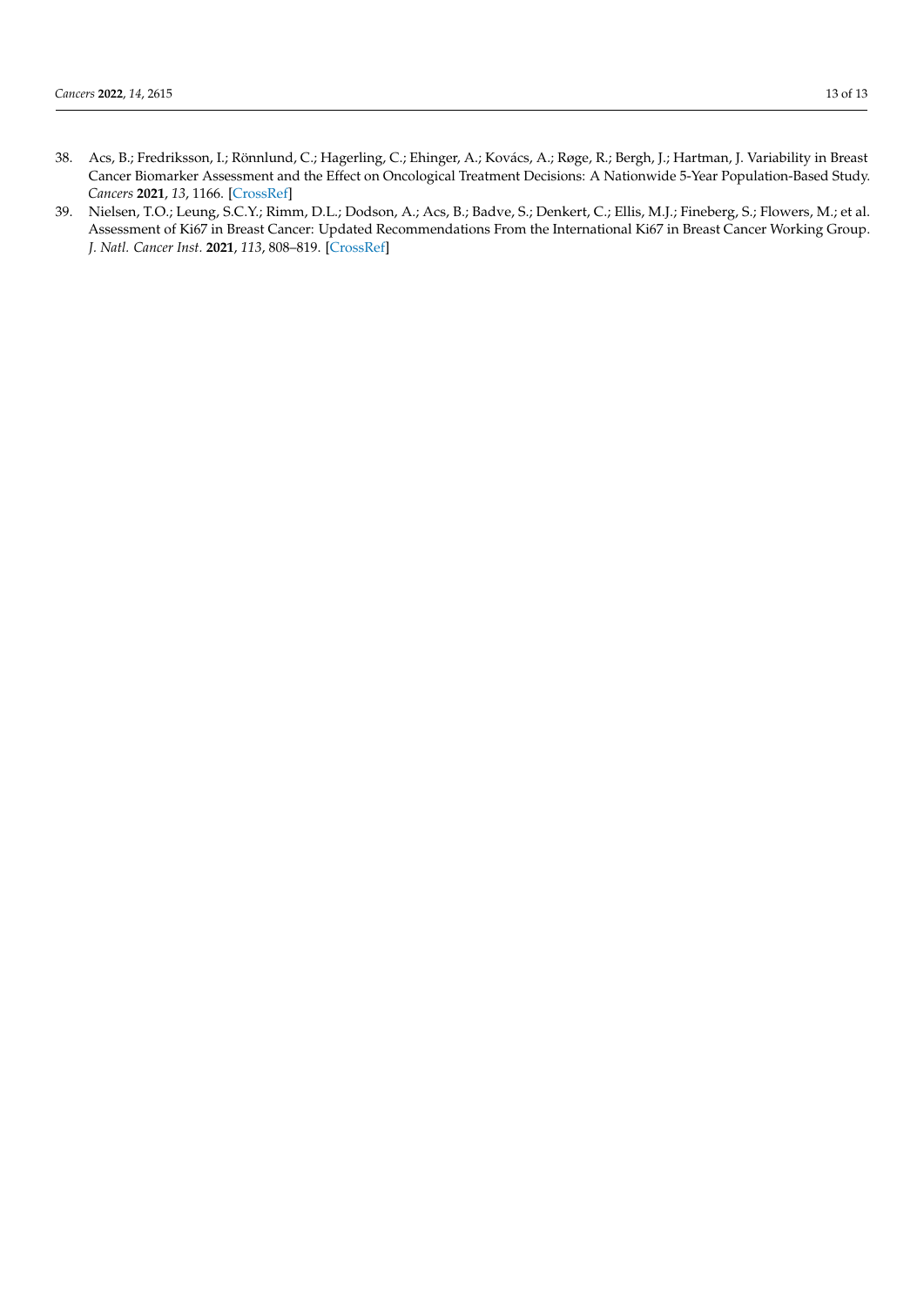38. Acs, B.; Fredriksson, I.; Rönnlund, C.; Hagerling, C.; Ehinger, A.; Kovács, A.; Røge, R.; Bergh, J.; Hartman, J. Variability in Breast Cancer Biomarker Assessment and the Effect on Oncological Treatment Decisions: A Nationwide 5-Year Population-Based Study. *Cancers* **2021**, *13*, 1166. [CrossRef]
39. Nielsen, T.O.; Leung, S.C.Y.; Rimm, D.L.; Dodson, A.; Acs, B.; Badve, S.; Denkert, C.; Ellis, M.J.; Fineberg, S.; Flowers, M.; et al. Assessment of Ki67 in Breast Cancer: Updated Recommendations From the International Ki67 in Breast Cancer Working Group. *J. Natl. Cancer Inst.* **2021**, *113*, 808–819. [CrossRef]